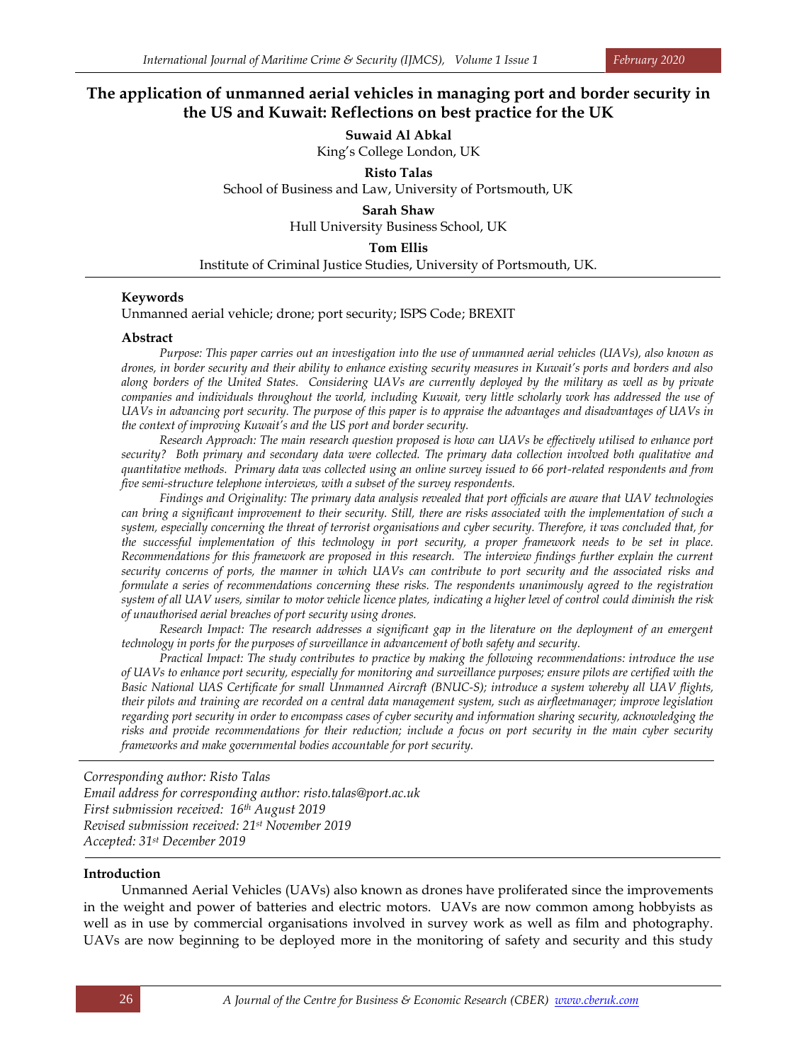# The application of unmanned aerial vehicles in managing port and border security in the US and Kuwait: Reflections on best practice for the UK

**Suwaid Al Abkal**
King's College London, UK

**Risto Talas**
School of Business and Law, University of Portsmouth, UK

**Sarah Shaw**
Hull University Business School, UK

**Tom Ellis**
Institute of Criminal Justice Studies, University of Portsmouth, UK.

### Keywords

Unmanned aerial vehicle; drone; port security; ISPS Code; BREXIT

### Abstract

*Purpose: This paper carries out an investigation into the use of unmanned aerial vehicles (UAVs), also known as drones, in border security and their ability to enhance existing security measures in Kuwait's ports and borders and also along borders of the United States. Considering UAVs are currently deployed by the military as well as by private companies and individuals throughout the world, including Kuwait, very little scholarly work has addressed the use of UAVs in advancing port security. The purpose of this paper is to appraise the advantages and disadvantages of UAVs in the context of improving Kuwait's and the US port and border security.*

*Research Approach: The main research question proposed is how can UAVs be effectively utilised to enhance port security? Both primary and secondary data were collected. The primary data collection involved both qualitative and quantitative methods. Primary data was collected using an online survey issued to 66 port-related respondents and from five semi-structure telephone interviews, with a subset of the survey respondents.*

*Findings and Originality: The primary data analysis revealed that port officials are aware that UAV technologies can bring a significant improvement to their security. Still, there are risks associated with the implementation of such a system, especially concerning the threat of terrorist organisations and cyber security. Therefore, it was concluded that, for the successful implementation of this technology in port security, a proper framework needs to be set in place. Recommendations for this framework are proposed in this research. The interview findings further explain the current security concerns of ports, the manner in which UAVs can contribute to port security and the associated risks and formulate a series of recommendations concerning these risks. The respondents unanimously agreed to the registration system of all UAV users, similar to motor vehicle licence plates, indicating a higher level of control could diminish the risk of unauthorised aerial breaches of port security using drones.*

*Research Impact: The research addresses a significant gap in the literature on the deployment of an emergent technology in ports for the purposes of surveillance in advancement of both safety and security.*

*Practical Impact: The study contributes to practice by making the following recommendations: introduce the use of UAVs to enhance port security, especially for monitoring and surveillance purposes; ensure pilots are certified with the Basic National UAS Certificate for small Unmanned Aircraft (BNUC-S); introduce a system whereby all UAV flights, their pilots and training are recorded on a central data management system, such as airfleetmanager; improve legislation regarding port security in order to encompass cases of cyber security and information sharing security, acknowledging the risks and provide recommendations for their reduction; include a focus on port security in the main cyber security frameworks and make governmental bodies accountable for port security.*

*Corresponding author: Risto Talas*
*Email address for corresponding author: risto.talas@port.ac.uk*
*First submission received: 16th August 2019*
*Revised submission received: 21st November 2019*
*Accepted: 31st December 2019*

## Introduction

Unmanned Aerial Vehicles (UAVs) also known as drones have proliferated since the improvements in the weight and power of batteries and electric motors. UAVs are now common among hobbyists as well as in use by commercial organisations involved in survey work as well as film and photography. UAVs are now beginning to be deployed more in the monitoring of safety and security and this study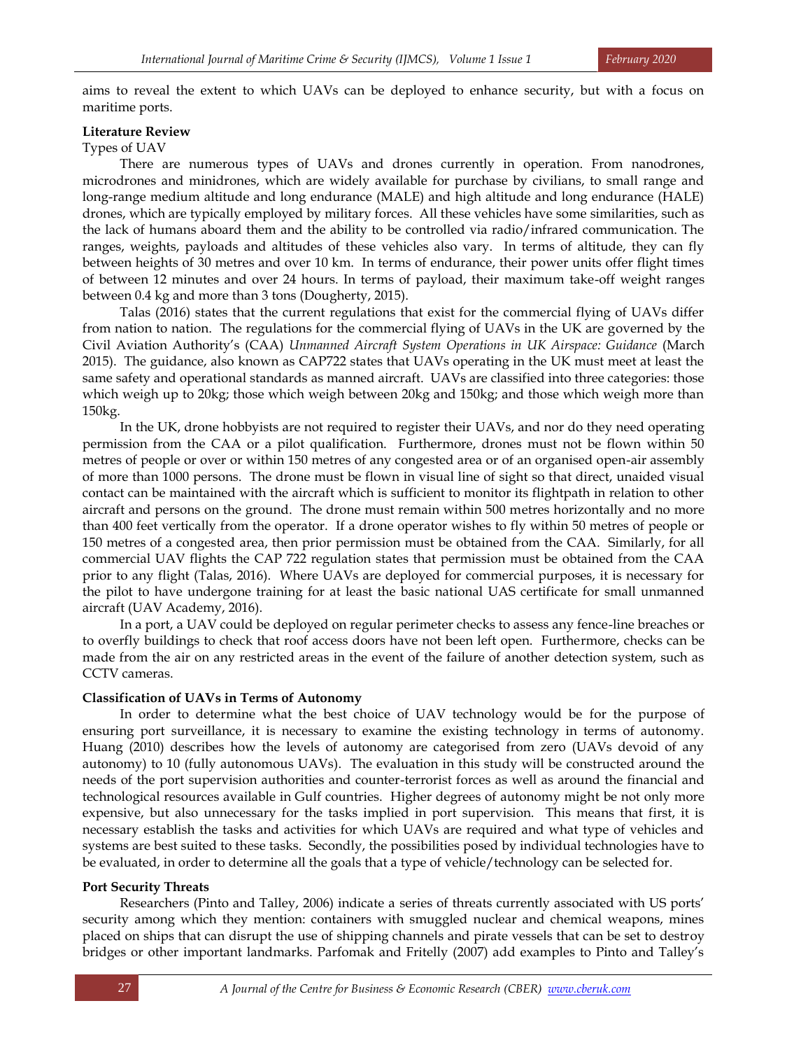aims to reveal the extent to which UAVs can be deployed to enhance security, but with a focus on maritime ports.

**Literature Review**

Types of UAV

There are numerous types of UAVs and drones currently in operation. From nanodrones, microdrones and minidrones, which are widely available for purchase by civilians, to small range and long-range medium altitude and long endurance (MALE) and high altitude and long endurance (HALE) drones, which are typically employed by military forces. All these vehicles have some similarities, such as the lack of humans aboard them and the ability to be controlled via radio/infrared communication. The ranges, weights, payloads and altitudes of these vehicles also vary. In terms of altitude, they can fly between heights of 30 metres and over 10 km. In terms of endurance, their power units offer flight times of between 12 minutes and over 24 hours. In terms of payload, their maximum take-off weight ranges between 0.4 kg and more than 3 tons (Dougherty, 2015).

Talas (2016) states that the current regulations that exist for the commercial flying of UAVs differ from nation to nation. The regulations for the commercial flying of UAVs in the UK are governed by the Civil Aviation Authority's (CAA) *Unmanned Aircraft System Operations in UK Airspace: Guidance* (March 2015). The guidance, also known as CAP722 states that UAVs operating in the UK must meet at least the same safety and operational standards as manned aircraft. UAVs are classified into three categories: those which weigh up to 20kg; those which weigh between 20kg and 150kg; and those which weigh more than 150kg.

In the UK, drone hobbyists are not required to register their UAVs, and nor do they need operating permission from the CAA or a pilot qualification. Furthermore, drones must not be flown within 50 metres of people or over or within 150 metres of any congested area or of an organised open-air assembly of more than 1000 persons. The drone must be flown in visual line of sight so that direct, unaided visual contact can be maintained with the aircraft which is sufficient to monitor its flightpath in relation to other aircraft and persons on the ground. The drone must remain within 500 metres horizontally and no more than 400 feet vertically from the operator. If a drone operator wishes to fly within 50 metres of people or 150 metres of a congested area, then prior permission must be obtained from the CAA. Similarly, for all commercial UAV flights the CAP 722 regulation states that permission must be obtained from the CAA prior to any flight (Talas, 2016). Where UAVs are deployed for commercial purposes, it is necessary for the pilot to have undergone training for at least the basic national UAS certificate for small unmanned aircraft (UAV Academy, 2016).

In a port, a UAV could be deployed on regular perimeter checks to assess any fence-line breaches or to overfly buildings to check that roof access doors have not been left open. Furthermore, checks can be made from the air on any restricted areas in the event of the failure of another detection system, such as CCTV cameras.

**Classification of UAVs in Terms of Autonomy**

In order to determine what the best choice of UAV technology would be for the purpose of ensuring port surveillance, it is necessary to examine the existing technology in terms of autonomy. Huang (2010) describes how the levels of autonomy are categorised from zero (UAVs devoid of any autonomy) to 10 (fully autonomous UAVs). The evaluation in this study will be constructed around the needs of the port supervision authorities and counter-terrorist forces as well as around the financial and technological resources available in Gulf countries. Higher degrees of autonomy might be not only more expensive, but also unnecessary for the tasks implied in port supervision. This means that first, it is necessary establish the tasks and activities for which UAVs are required and what type of vehicles and systems are best suited to these tasks. Secondly, the possibilities posed by individual technologies have to be evaluated, in order to determine all the goals that a type of vehicle/technology can be selected for.

**Port Security Threats**

Researchers (Pinto and Talley, 2006) indicate a series of threats currently associated with US ports' security among which they mention: containers with smuggled nuclear and chemical weapons, mines placed on ships that can disrupt the use of shipping channels and pirate vessels that can be set to destroy bridges or other important landmarks. Parfomak and Fritelly (2007) add examples to Pinto and Talley's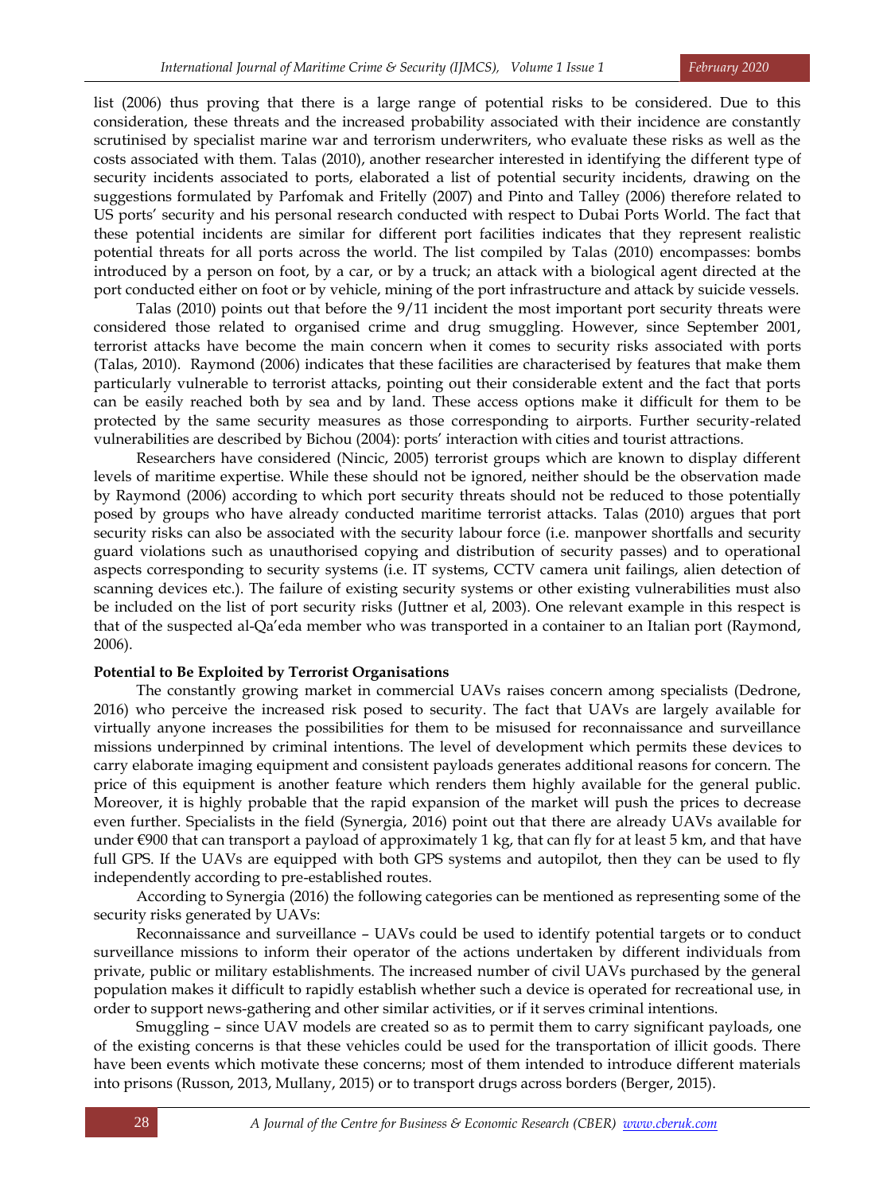list (2006) thus proving that there is a large range of potential risks to be considered. Due to this consideration, these threats and the increased probability associated with their incidence are constantly scrutinised by specialist marine war and terrorism underwriters, who evaluate these risks as well as the costs associated with them. Talas (2010), another researcher interested in identifying the different type of security incidents associated to ports, elaborated a list of potential security incidents, drawing on the suggestions formulated by Parfomak and Fritelly (2007) and Pinto and Talley (2006) therefore related to US ports' security and his personal research conducted with respect to Dubai Ports World. The fact that these potential incidents are similar for different port facilities indicates that they represent realistic potential threats for all ports across the world. The list compiled by Talas (2010) encompasses: bombs introduced by a person on foot, by a car, or by a truck; an attack with a biological agent directed at the port conducted either on foot or by vehicle, mining of the port infrastructure and attack by suicide vessels.

Talas (2010) points out that before the 9/11 incident the most important port security threats were considered those related to organised crime and drug smuggling. However, since September 2001, terrorist attacks have become the main concern when it comes to security risks associated with ports (Talas, 2010). Raymond (2006) indicates that these facilities are characterised by features that make them particularly vulnerable to terrorist attacks, pointing out their considerable extent and the fact that ports can be easily reached both by sea and by land. These access options make it difficult for them to be protected by the same security measures as those corresponding to airports. Further security-related vulnerabilities are described by Bichou (2004): ports' interaction with cities and tourist attractions.

Researchers have considered (Nincic, 2005) terrorist groups which are known to display different levels of maritime expertise. While these should not be ignored, neither should be the observation made by Raymond (2006) according to which port security threats should not be reduced to those potentially posed by groups who have already conducted maritime terrorist attacks. Talas (2010) argues that port security risks can also be associated with the security labour force (i.e. manpower shortfalls and security guard violations such as unauthorised copying and distribution of security passes) and to operational aspects corresponding to security systems (i.e. IT systems, CCTV camera unit failings, alien detection of scanning devices etc.). The failure of existing security systems or other existing vulnerabilities must also be included on the list of port security risks (Juttner et al, 2003). One relevant example in this respect is that of the suspected al-Qa'eda member who was transported in a container to an Italian port (Raymond, 2006).

**Potential to Be Exploited by Terrorist Organisations**

The constantly growing market in commercial UAVs raises concern among specialists (Dedrone, 2016) who perceive the increased risk posed to security. The fact that UAVs are largely available for virtually anyone increases the possibilities for them to be misused for reconnaissance and surveillance missions underpinned by criminal intentions. The level of development which permits these devices to carry elaborate imaging equipment and consistent payloads generates additional reasons for concern. The price of this equipment is another feature which renders them highly available for the general public. Moreover, it is highly probable that the rapid expansion of the market will push the prices to decrease even further. Specialists in the field (Synergia, 2016) point out that there are already UAVs available for under €900 that can transport a payload of approximately 1 kg, that can fly for at least 5 km, and that have full GPS. If the UAVs are equipped with both GPS systems and autopilot, then they can be used to fly independently according to pre-established routes.

According to Synergia (2016) the following categories can be mentioned as representing some of the security risks generated by UAVs:

Reconnaissance and surveillance – UAVs could be used to identify potential targets or to conduct surveillance missions to inform their operator of the actions undertaken by different individuals from private, public or military establishments. The increased number of civil UAVs purchased by the general population makes it difficult to rapidly establish whether such a device is operated for recreational use, in order to support news-gathering and other similar activities, or if it serves criminal intentions.

Smuggling – since UAV models are created so as to permit them to carry significant payloads, one of the existing concerns is that these vehicles could be used for the transportation of illicit goods. There have been events which motivate these concerns; most of them intended to introduce different materials into prisons (Russon, 2013, Mullany, 2015) or to transport drugs across borders (Berger, 2015).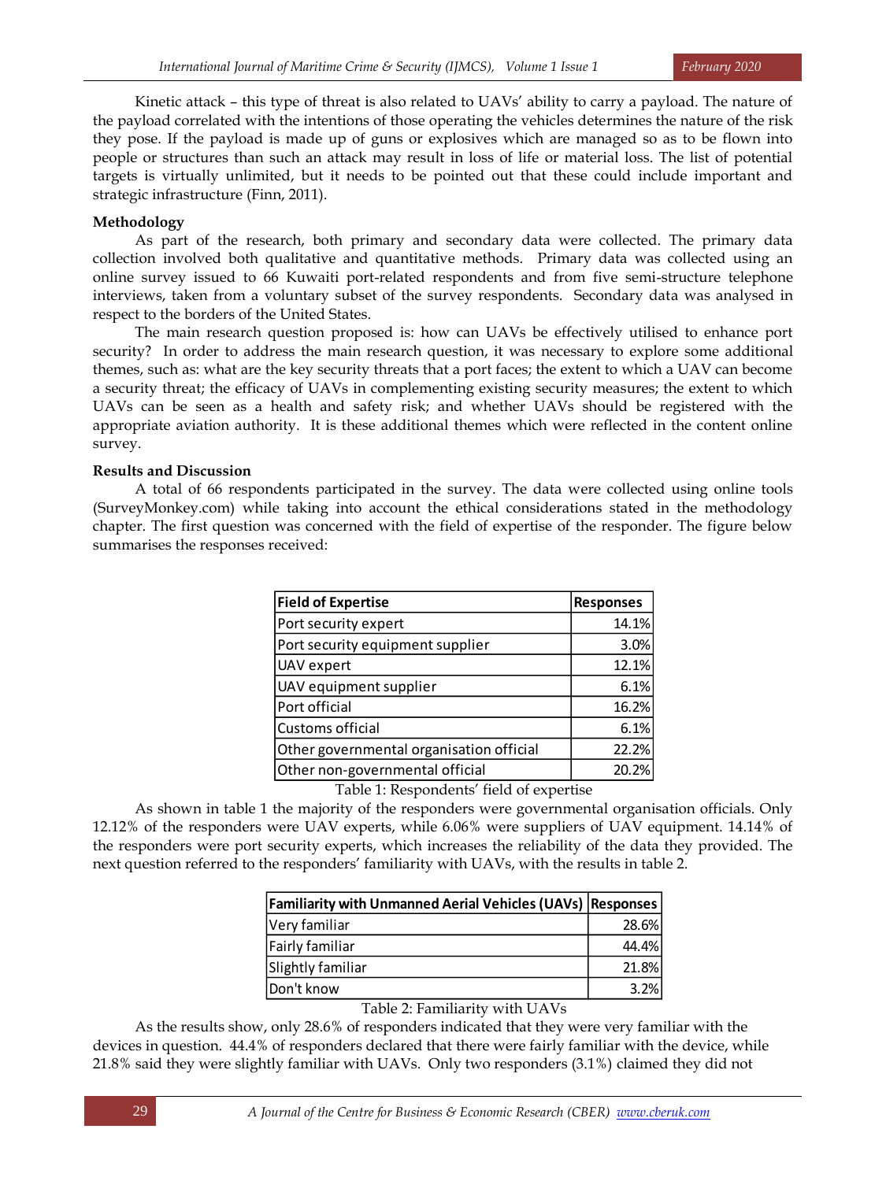Kinetic attack – this type of threat is also related to UAVs' ability to carry a payload. The nature of the payload correlated with the intentions of those operating the vehicles determines the nature of the risk they pose. If the payload is made up of guns or explosives which are managed so as to be flown into people or structures than such an attack may result in loss of life or material loss. The list of potential targets is virtually unlimited, but it needs to be pointed out that these could include important and strategic infrastructure (Finn, 2011).

**Methodology**

As part of the research, both primary and secondary data were collected. The primary data collection involved both qualitative and quantitative methods. Primary data was collected using an online survey issued to 66 Kuwaiti port-related respondents and from five semi-structure telephone interviews, taken from a voluntary subset of the survey respondents. Secondary data was analysed in respect to the borders of the United States.

The main research question proposed is: how can UAVs be effectively utilised to enhance port security? In order to address the main research question, it was necessary to explore some additional themes, such as: what are the key security threats that a port faces; the extent to which a UAV can become a security threat; the efficacy of UAVs in complementing existing security measures; the extent to which UAVs can be seen as a health and safety risk; and whether UAVs should be registered with the appropriate aviation authority. It is these additional themes which were reflected in the content online survey.

**Results and Discussion**

A total of 66 respondents participated in the survey. The data were collected using online tools (SurveyMonkey.com) while taking into account the ethical considerations stated in the methodology chapter. The first question was concerned with the field of expertise of the responder. The figure below summarises the responses received:

| Field of Expertise | Responses |
|---|---|
| Port security expert | 14.1% |
| Port security equipment supplier | 3.0% |
| UAV expert | 12.1% |
| UAV equipment supplier | 6.1% |
| Port official | 16.2% |
| Customs official | 6.1% |
| Other governmental organisation official | 22.2% |
| Other non-governmental official | 20.2% |

Table 1: Respondents' field of expertise

As shown in table 1 the majority of the responders were governmental organisation officials. Only 12.12% of the responders were UAV experts, while 6.06% were suppliers of UAV equipment. 14.14% of the responders were port security experts, which increases the reliability of the data they provided. The next question referred to the responders' familiarity with UAVs, with the results in table 2.

| Familiarity with Unmanned Aerial Vehicles (UAVs) | Responses |
|---|---|
| Very familiar | 28.6% |
| Fairly familiar | 44.4% |
| Slightly familiar | 21.8% |
| Don't know | 3.2% |

Table 2: Familiarity with UAVs

As the results show, only 28.6% of responders indicated that they were very familiar with the devices in question. 44.4% of responders declared that there were fairly familiar with the device, while 21.8% said they were slightly familiar with UAVs. Only two responders (3.1%) claimed they did not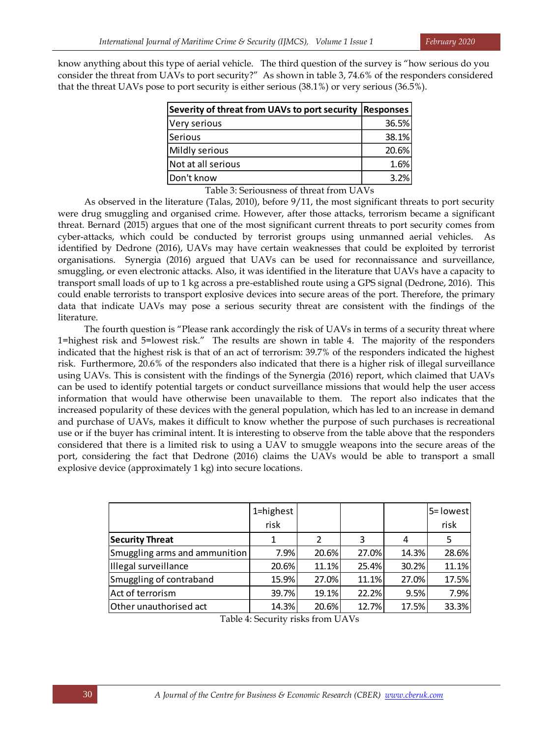know anything about this type of aerial vehicle. The third question of the survey is "how serious do you consider the threat from UAVs to port security?" As shown in table 3, 74.6% of the responders considered that the threat UAVs pose to port security is either serious (38.1%) or very serious (36.5%).

| Severity of threat from UAVs to port security | Responses |
|---|---|
| Very serious | 36.5% |
| Serious | 38.1% |
| Mildly serious | 20.6% |
| Not at all serious | 1.6% |
| Don't know | 3.2% |

Table 3: Seriousness of threat from UAVs

As observed in the literature (Talas, 2010), before 9/11, the most significant threats to port security were drug smuggling and organised crime. However, after those attacks, terrorism became a significant threat. Bernard (2015) argues that one of the most significant current threats to port security comes from cyber-attacks, which could be conducted by terrorist groups using unmanned aerial vehicles. As identified by Dedrone (2016), UAVs may have certain weaknesses that could be exploited by terrorist organisations. Synergia (2016) argued that UAVs can be used for reconnaissance and surveillance, smuggling, or even electronic attacks. Also, it was identified in the literature that UAVs have a capacity to transport small loads of up to 1 kg across a pre-established route using a GPS signal (Dedrone, 2016). This could enable terrorists to transport explosive devices into secure areas of the port. Therefore, the primary data that indicate UAVs may pose a serious security threat are consistent with the findings of the literature.

The fourth question is "Please rank accordingly the risk of UAVs in terms of a security threat where 1=highest risk and 5=lowest risk." The results are shown in table 4. The majority of the responders indicated that the highest risk is that of an act of terrorism: 39.7% of the responders indicated the highest risk. Furthermore, 20.6% of the responders also indicated that there is a higher risk of illegal surveillance using UAVs. This is consistent with the findings of the Synergia (2016) report, which claimed that UAVs can be used to identify potential targets or conduct surveillance missions that would help the user access information that would have otherwise been unavailable to them. The report also indicates that the increased popularity of these devices with the general population, which has led to an increase in demand and purchase of UAVs, makes it difficult to know whether the purpose of such purchases is recreational use or if the buyer has criminal intent. It is interesting to observe from the table above that the responders considered that there is a limited risk to using a UAV to smuggle weapons into the secure areas of the port, considering the fact that Dedrone (2016) claims the UAVs would be able to transport a small explosive device (approximately 1 kg) into secure locations.

| | 1=highest risk | | | | 5= lowest risk |
|---|---|---|---|---|---|
| **Security Threat** | 1 | 2 | 3 | 4 | 5 |
| Smuggling arms and ammunition | 7.9% | 20.6% | 27.0% | 14.3% | 28.6% |
| Illegal surveillance | 20.6% | 11.1% | 25.4% | 30.2% | 11.1% |
| Smuggling of contraband | 15.9% | 27.0% | 11.1% | 27.0% | 17.5% |
| Act of terrorism | 39.7% | 19.1% | 22.2% | 9.5% | 7.9% |
| Other unauthorised act | 14.3% | 20.6% | 12.7% | 17.5% | 33.3% |

Table 4: Security risks from UAVs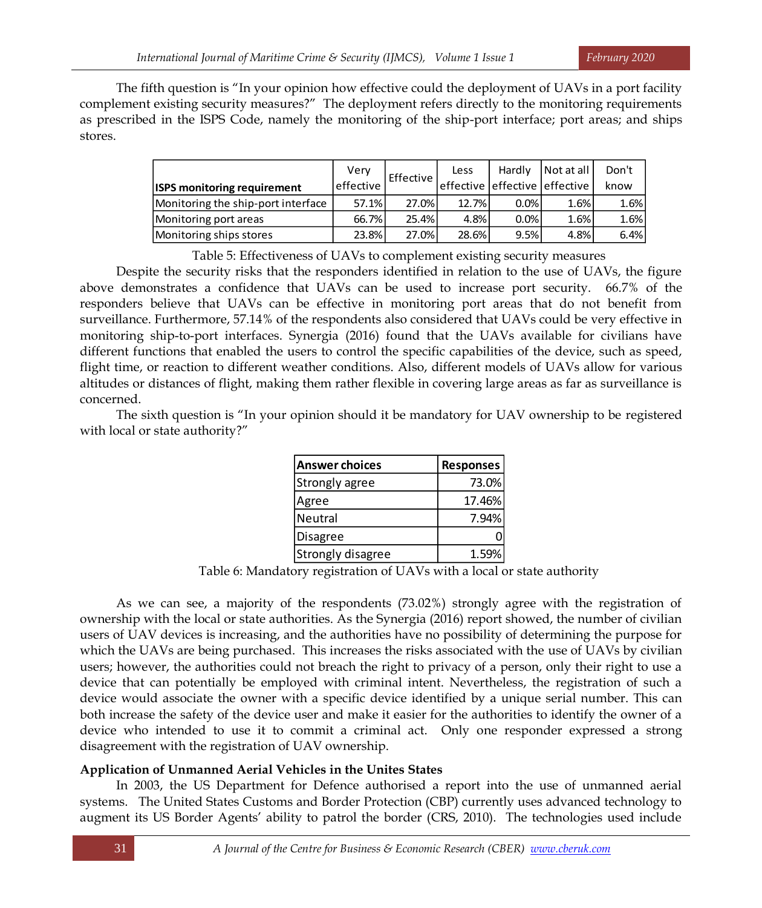The fifth question is "In your opinion how effective could the deployment of UAVs in a port facility complement existing security measures?" The deployment refers directly to the monitoring requirements as prescribed in the ISPS Code, namely the monitoring of the ship-port interface; port areas; and ships stores.

| **ISPS monitoring requirement** | Very effective | Effective | Less effective | Hardly effective | Not at all effective | Don't know |
|---|---|---|---|---|---|---|
| Monitoring the ship-port interface | 57.1% | 27.0% | 12.7% | 0.0% | 1.6% | 1.6% |
| Monitoring port areas | 66.7% | 25.4% | 4.8% | 0.0% | 1.6% | 1.6% |
| Monitoring ships stores | 23.8% | 27.0% | 28.6% | 9.5% | 4.8% | 6.4% |

Table 5: Effectiveness of UAVs to complement existing security measures

Despite the security risks that the responders identified in relation to the use of UAVs, the figure above demonstrates a confidence that UAVs can be used to increase port security. 66.7% of the responders believe that UAVs can be effective in monitoring port areas that do not benefit from surveillance. Furthermore, 57.14% of the respondents also considered that UAVs could be very effective in monitoring ship-to-port interfaces. Synergia (2016) found that the UAVs available for civilians have different functions that enabled the users to control the specific capabilities of the device, such as speed, flight time, or reaction to different weather conditions. Also, different models of UAVs allow for various altitudes or distances of flight, making them rather flexible in covering large areas as far as surveillance is concerned.

The sixth question is "In your opinion should it be mandatory for UAV ownership to be registered with local or state authority?"

| **Answer choices** | **Responses** |
|---|---|
| Strongly agree | 73.0% |
| Agree | 17.46% |
| Neutral | 7.94% |
| Disagree | 0 |
| Strongly disagree | 1.59% |

Table 6: Mandatory registration of UAVs with a local or state authority

As we can see, a majority of the respondents (73.02%) strongly agree with the registration of ownership with the local or state authorities. As the Synergia (2016) report showed, the number of civilian users of UAV devices is increasing, and the authorities have no possibility of determining the purpose for which the UAVs are being purchased. This increases the risks associated with the use of UAVs by civilian users; however, the authorities could not breach the right to privacy of a person, only their right to use a device that can potentially be employed with criminal intent. Nevertheless, the registration of such a device would associate the owner with a specific device identified by a unique serial number. This can both increase the safety of the device user and make it easier for the authorities to identify the owner of a device who intended to use it to commit a criminal act. Only one responder expressed a strong disagreement with the registration of UAV ownership.

**Application of Unmanned Aerial Vehicles in the Unites States**

In 2003, the US Department for Defence authorised a report into the use of unmanned aerial systems. The United States Customs and Border Protection (CBP) currently uses advanced technology to augment its US Border Agents' ability to patrol the border (CRS, 2010). The technologies used include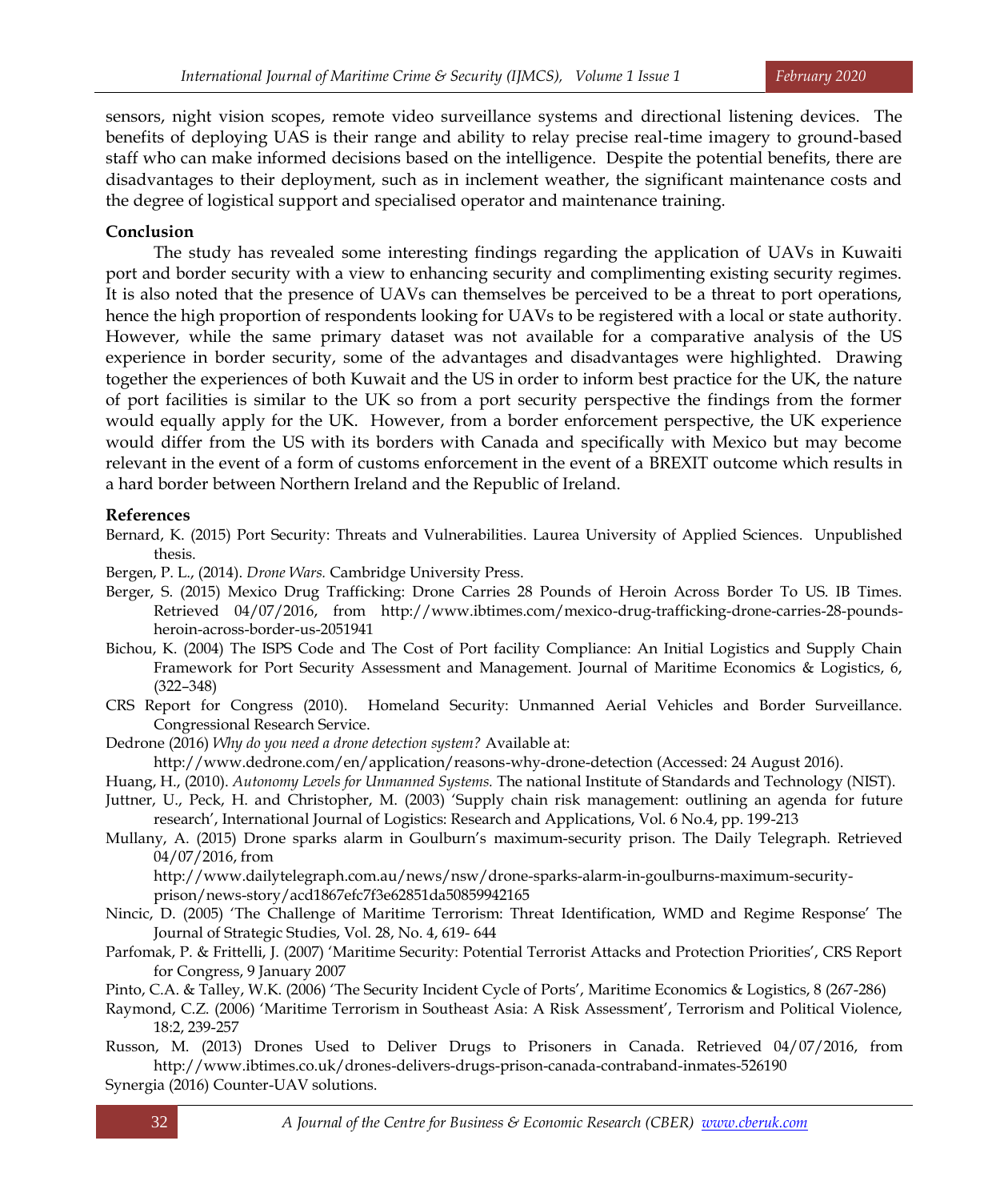sensors, night vision scopes, remote video surveillance systems and directional listening devices. The benefits of deploying UAS is their range and ability to relay precise real-time imagery to ground-based staff who can make informed decisions based on the intelligence. Despite the potential benefits, there are disadvantages to their deployment, such as in inclement weather, the significant maintenance costs and the degree of logistical support and specialised operator and maintenance training.

## Conclusion

The study has revealed some interesting findings regarding the application of UAVs in Kuwaiti port and border security with a view to enhancing security and complimenting existing security regimes. It is also noted that the presence of UAVs can themselves be perceived to be a threat to port operations, hence the high proportion of respondents looking for UAVs to be registered with a local or state authority. However, while the same primary dataset was not available for a comparative analysis of the US experience in border security, some of the advantages and disadvantages were highlighted. Drawing together the experiences of both Kuwait and the US in order to inform best practice for the UK, the nature of port facilities is similar to the UK so from a port security perspective the findings from the former would equally apply for the UK. However, from a border enforcement perspective, the UK experience would differ from the US with its borders with Canada and specifically with Mexico but may become relevant in the event of a form of customs enforcement in the event of a BREXIT outcome which results in a hard border between Northern Ireland and the Republic of Ireland.

## References

Bernard, K. (2015) Port Security: Threats and Vulnerabilities. Laurea University of Applied Sciences. Unpublished thesis.

Bergen, P. L., (2014). *Drone Wars.* Cambridge University Press.

Berger, S. (2015) Mexico Drug Trafficking: Drone Carries 28 Pounds of Heroin Across Border To US. IB Times. Retrieved 04/07/2016, from http://www.ibtimes.com/mexico-drug-trafficking-drone-carries-28-pounds-heroin-across-border-us-2051941

Bichou, K. (2004) The ISPS Code and The Cost of Port facility Compliance: An Initial Logistics and Supply Chain Framework for Port Security Assessment and Management. Journal of Maritime Economics & Logistics, 6, (322–348)

CRS Report for Congress (2010). Homeland Security: Unmanned Aerial Vehicles and Border Surveillance. Congressional Research Service.

Dedrone (2016) *Why do you need a drone detection system?* Available at: http://www.dedrone.com/en/application/reasons-why-drone-detection (Accessed: 24 August 2016).

Huang, H., (2010). *Autonomy Levels for Unmanned Systems.* The national Institute of Standards and Technology (NIST).

Juttner, U., Peck, H. and Christopher, M. (2003) 'Supply chain risk management: outlining an agenda for future research', International Journal of Logistics: Research and Applications, Vol. 6 No.4, pp. 199-213

Mullany, A. (2015) Drone sparks alarm in Goulburn's maximum-security prison. The Daily Telegraph. Retrieved 04/07/2016, from http://www.dailytelegraph.com.au/news/nsw/drone-sparks-alarm-in-goulburns-maximum-security-prison/news-story/acd1867efc7f3e62851da50859942165

Nincic, D. (2005) 'The Challenge of Maritime Terrorism: Threat Identification, WMD and Regime Response' The Journal of Strategic Studies, Vol. 28, No. 4, 619- 644

Parfomak, P. & Frittelli, J. (2007) 'Maritime Security: Potential Terrorist Attacks and Protection Priorities', CRS Report for Congress, 9 January 2007

Pinto, C.A. & Talley, W.K. (2006) 'The Security Incident Cycle of Ports', Maritime Economics & Logistics, 8 (267-286)

Raymond, C.Z. (2006) 'Maritime Terrorism in Southeast Asia: A Risk Assessment', Terrorism and Political Violence, 18:2, 239-257

Russon, M. (2013) Drones Used to Deliver Drugs to Prisoners in Canada. Retrieved 04/07/2016, from http://www.ibtimes.co.uk/drones-delivers-drugs-prison-canada-contraband-inmates-526190

Synergia (2016) Counter-UAV solutions.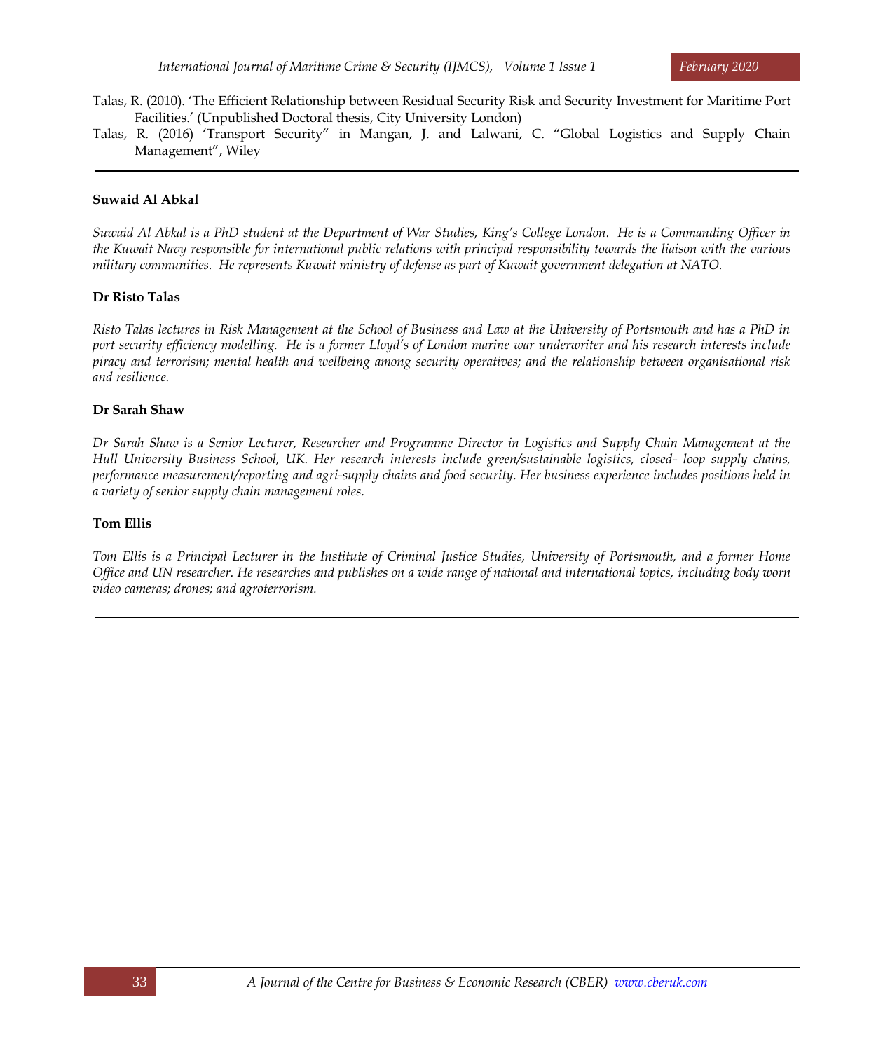Talas, R. (2010). 'The Efficient Relationship between Residual Security Risk and Security Investment for Maritime Port Facilities.' (Unpublished Doctoral thesis, City University London)

Talas, R. (2016) 'Transport Security" in Mangan, J. and Lalwani, C. "Global Logistics and Supply Chain Management", Wiley

---

**Suwaid Al Abkal**

*Suwaid Al Abkal is a PhD student at the Department of War Studies, King's College London. He is a Commanding Officer in the Kuwait Navy responsible for international public relations with principal responsibility towards the liaison with the various military communities. He represents Kuwait ministry of defense as part of Kuwait government delegation at NATO.*

**Dr Risto Talas**

*Risto Talas lectures in Risk Management at the School of Business and Law at the University of Portsmouth and has a PhD in port security efficiency modelling. He is a former Lloyd's of London marine war underwriter and his research interests include piracy and terrorism; mental health and wellbeing among security operatives; and the relationship between organisational risk and resilience.*

**Dr Sarah Shaw**

*Dr Sarah Shaw is a Senior Lecturer, Researcher and Programme Director in Logistics and Supply Chain Management at the Hull University Business School, UK. Her research interests include green/sustainable logistics, closed- loop supply chains, performance measurement/reporting and agri-supply chains and food security. Her business experience includes positions held in a variety of senior supply chain management roles.*

**Tom Ellis**

*Tom Ellis is a Principal Lecturer in the Institute of Criminal Justice Studies, University of Portsmouth, and a former Home Office and UN researcher. He researches and publishes on a wide range of national and international topics, including body worn video cameras; drones; and agroterrorism.*

---